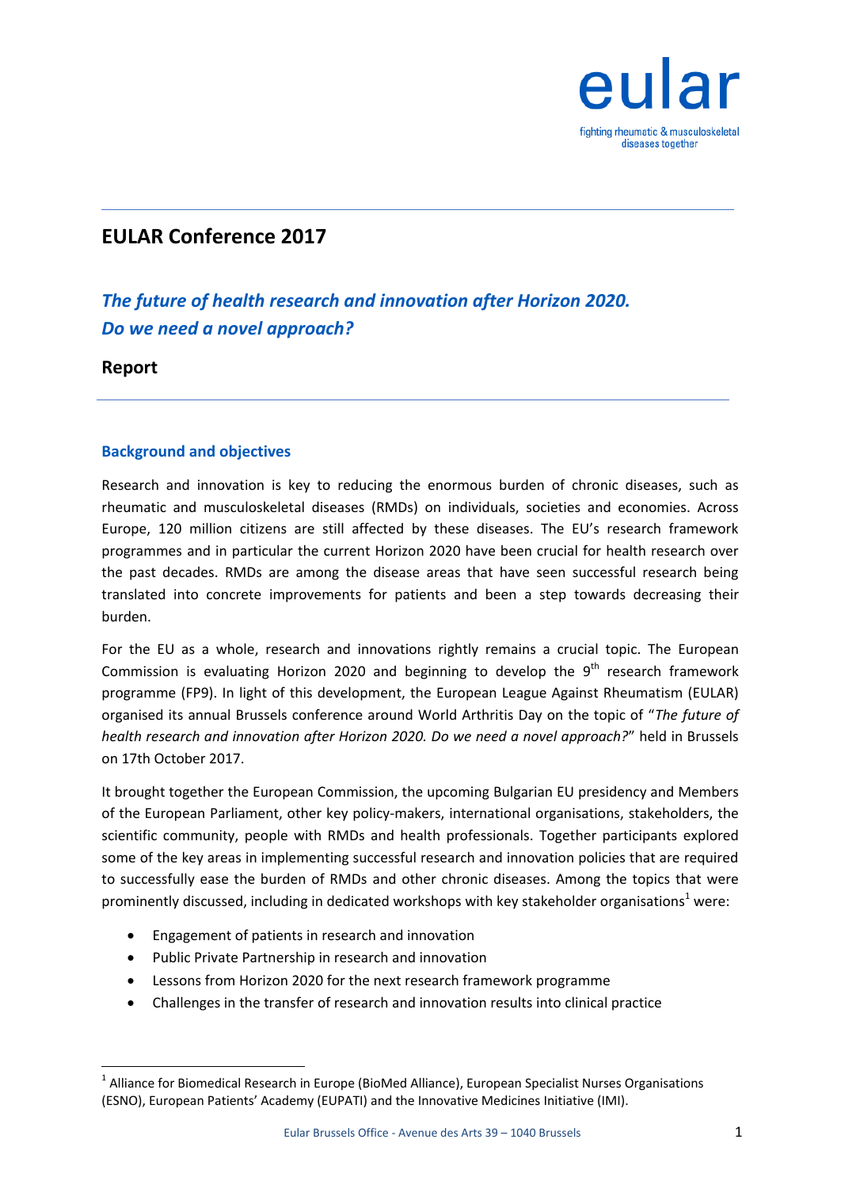eular

fighting rheumatic & musculoskeletal diseases together

# EULAR Conference 2017

## *The future of health research and innovation after Horizon 2020. Do we need a novel approach?*

## Report

### Background and objectives

Research and innovation is key to reducing the enormous burden of chronic diseases, such as rheumatic and musculoskeletal diseases (RMDs) on individuals, societies and economies. Across Europe, 120 million citizens are still affected by these diseases. The EU's research framework programmes and in particular the current Horizon 2020 have been crucial for health research over the past decades. RMDs are among the disease areas that have seen successful research being translated into concrete improvements for patients and been a step towards decreasing their burden.

For the EU as a whole, research and innovations rightly remains a crucial topic. The European Commission is evaluating Horizon 2020 and beginning to develop the 9th research framework programme (FP9). In light of this development, the European League Against Rheumatism (EULAR) organised its annual Brussels conference around World Arthritis Day on the topic of "*The future of health research and innovation after Horizon 2020. Do we need a novel approach?*" held in Brussels on 17th October 2017.

It brought together the European Commission, the upcoming Bulgarian EU presidency and Members of the European Parliament, other key policy-makers, international organisations, stakeholders, the scientific community, people with RMDs and health professionals. Together participants explored some of the key areas in implementing successful research and innovation policies that are required to successfully ease the burden of RMDs and other chronic diseases. Among the topics that were prominently discussed, including in dedicated workshops with key stakeholder organisations[1] were:

- Engagement of patients in research and innovation
- Public Private Partnership in research and innovation
- Lessons from Horizon 2020 for the next research framework programme
- Challenges in the transfer of research and innovation results into clinical practice

[1] Alliance for Biomedical Research in Europe (BioMed Alliance), European Specialist Nurses Organisations (ESNO), European Patients' Academy (EUPATI) and the Innovative Medicines Initiative (IMI).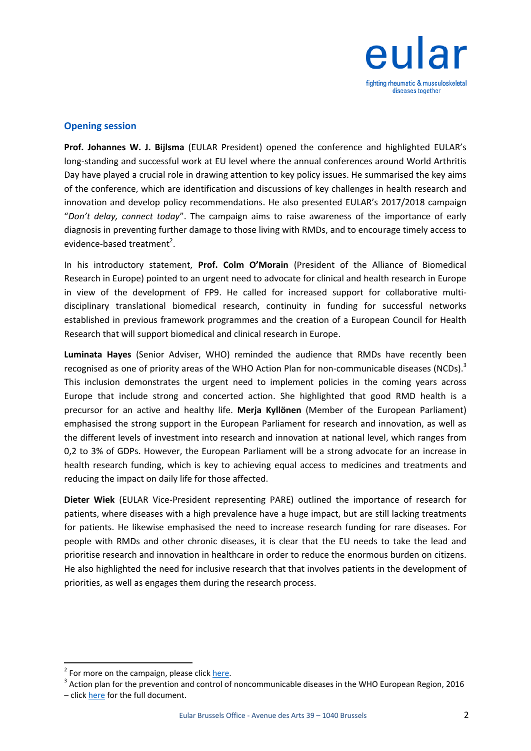## Opening session

**Prof. Johannes W. J. Bijlsma** (EULAR President) opened the conference and highlighted EULAR's long-standing and successful work at EU level where the annual conferences around World Arthritis Day have played a crucial role in drawing attention to key policy issues. He summarised the key aims of the conference, which are identification and discussions of key challenges in health research and innovation and develop policy recommendations. He also presented EULAR's 2017/2018 campaign "*Don't delay, connect today*". The campaign aims to raise awareness of the importance of early diagnosis in preventing further damage to those living with RMDs, and to encourage timely access to evidence-based treatment[2].

In his introductory statement, **Prof. Colm O'Morain** (President of the Alliance of Biomedical Research in Europe) pointed to an urgent need to advocate for clinical and health research in Europe in view of the development of FP9. He called for increased support for collaborative multi-disciplinary translational biomedical research, continuity in funding for successful networks established in previous framework programmes and the creation of a European Council for Health Research that will support biomedical and clinical research in Europe.

**Luminata Hayes** (Senior Adviser, WHO) reminded the audience that RMDs have recently been recognised as one of priority areas of the WHO Action Plan for non-communicable diseases (NCDs).[3] This inclusion demonstrates the urgent need to implement policies in the coming years across Europe that include strong and concerted action. She highlighted that good RMD health is a precursor for an active and healthy life. **Merja Kyllönen** (Member of the European Parliament) emphasised the strong support in the European Parliament for research and innovation, as well as the different levels of investment into research and innovation at national level, which ranges from 0,2 to 3% of GDPs. However, the European Parliament will be a strong advocate for an increase in health research funding, which is key to achieving equal access to medicines and treatments and reducing the impact on daily life for those affected.

**Dieter Wiek** (EULAR Vice-President representing PARE) outlined the importance of research for patients, where diseases with a high prevalence have a huge impact, but are still lacking treatments for patients. He likewise emphasised the need to increase research funding for rare diseases. For people with RMDs and other chronic diseases, it is clear that the EU needs to take the lead and prioritise research and innovation in healthcare in order to reduce the enormous burden on citizens. He also highlighted the need for inclusive research that that involves patients in the development of priorities, as well as engages them during the research process.

---

[2] For more on the campaign, please click here.

[3] Action plan for the prevention and control of noncommunicable diseases in the WHO European Region, 2016 – click here for the full document.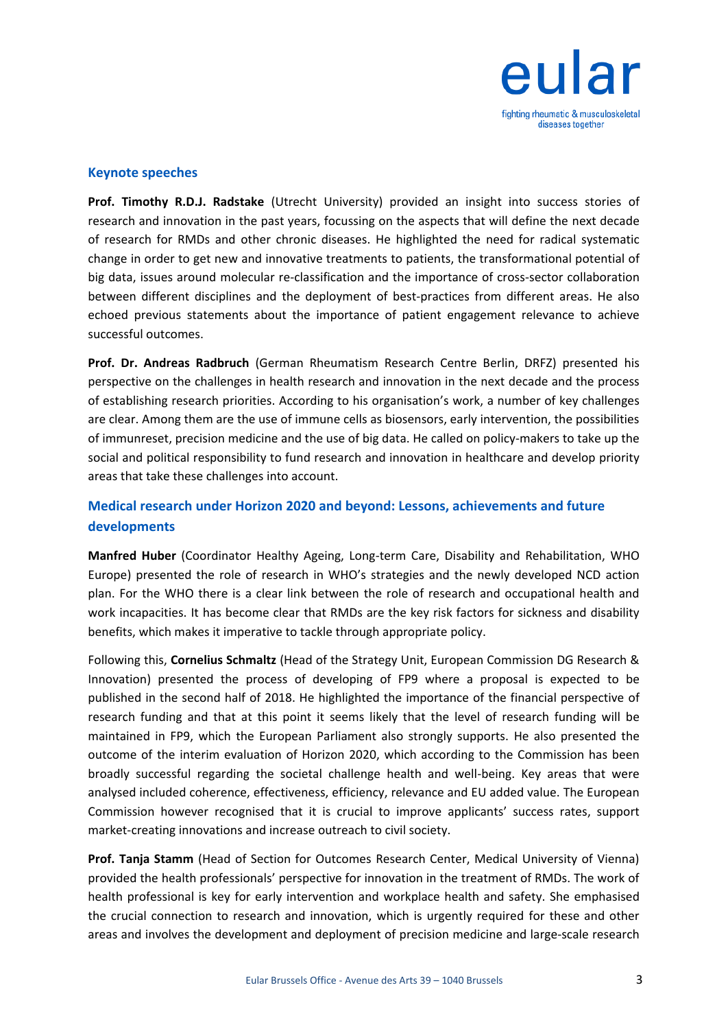## Keynote speeches

**Prof. Timothy R.D.J. Radstake** (Utrecht University) provided an insight into success stories of research and innovation in the past years, focussing on the aspects that will define the next decade of research for RMDs and other chronic diseases. He highlighted the need for radical systematic change in order to get new and innovative treatments to patients, the transformational potential of big data, issues around molecular re-classification and the importance of cross-sector collaboration between different disciplines and the deployment of best-practices from different areas. He also echoed previous statements about the importance of patient engagement relevance to achieve successful outcomes.

**Prof. Dr. Andreas Radbruch** (German Rheumatism Research Centre Berlin, DRFZ) presented his perspective on the challenges in health research and innovation in the next decade and the process of establishing research priorities. According to his organisation's work, a number of key challenges are clear. Among them are the use of immune cells as biosensors, early intervention, the possibilities of immunreset, precision medicine and the use of big data. He called on policy-makers to take up the social and political responsibility to fund research and innovation in healthcare and develop priority areas that take these challenges into account.

## Medical research under Horizon 2020 and beyond: Lessons, achievements and future developments

**Manfred Huber** (Coordinator Healthy Ageing, Long-term Care, Disability and Rehabilitation, WHO Europe) presented the role of research in WHO's strategies and the newly developed NCD action plan. For the WHO there is a clear link between the role of research and occupational health and work incapacities. It has become clear that RMDs are the key risk factors for sickness and disability benefits, which makes it imperative to tackle through appropriate policy.

Following this, **Cornelius Schmaltz** (Head of the Strategy Unit, European Commission DG Research & Innovation) presented the process of developing of FP9 where a proposal is expected to be published in the second half of 2018. He highlighted the importance of the financial perspective of research funding and that at this point it seems likely that the level of research funding will be maintained in FP9, which the European Parliament also strongly supports. He also presented the outcome of the interim evaluation of Horizon 2020, which according to the Commission has been broadly successful regarding the societal challenge health and well-being. Key areas that were analysed included coherence, effectiveness, efficiency, relevance and EU added value. The European Commission however recognised that it is crucial to improve applicants' success rates, support market-creating innovations and increase outreach to civil society.

**Prof. Tanja Stamm** (Head of Section for Outcomes Research Center, Medical University of Vienna) provided the health professionals' perspective for innovation in the treatment of RMDs. The work of health professional is key for early intervention and workplace health and safety. She emphasised the crucial connection to research and innovation, which is urgently required for these and other areas and involves the development and deployment of precision medicine and large-scale research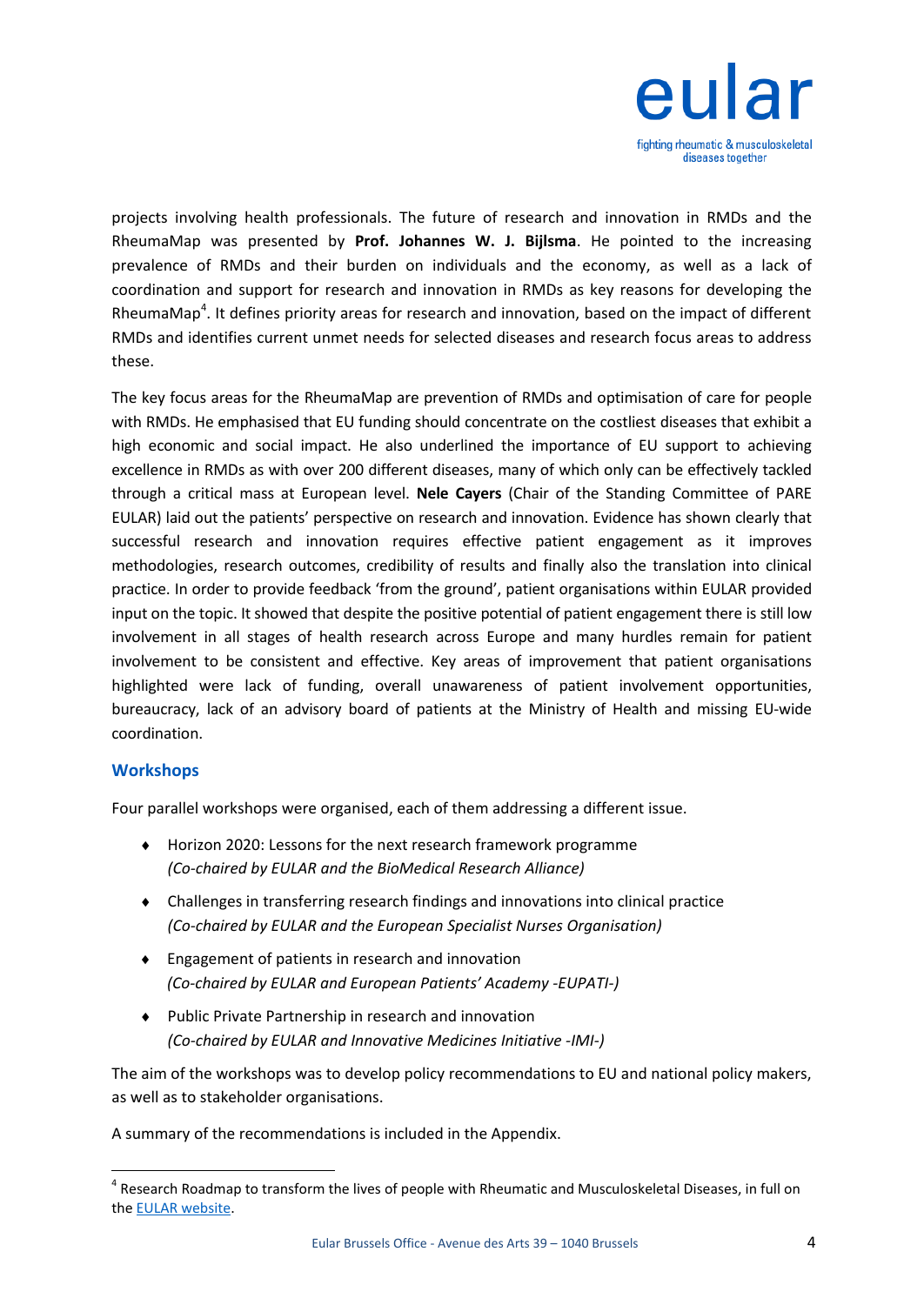projects involving health professionals. The future of research and innovation in RMDs and the RheumaMap was presented by **Prof. Johannes W. J. Bijlsma**. He pointed to the increasing prevalence of RMDs and their burden on individuals and the economy, as well as a lack of coordination and support for research and innovation in RMDs as key reasons for developing the RheumaMap[4]. It defines priority areas for research and innovation, based on the impact of different RMDs and identifies current unmet needs for selected diseases and research focus areas to address these.

The key focus areas for the RheumaMap are prevention of RMDs and optimisation of care for people with RMDs. He emphasised that EU funding should concentrate on the costliest diseases that exhibit a high economic and social impact. He also underlined the importance of EU support to achieving excellence in RMDs as with over 200 different diseases, many of which only can be effectively tackled through a critical mass at European level. **Nele Cayers** (Chair of the Standing Committee of PARE EULAR) laid out the patients' perspective on research and innovation. Evidence has shown clearly that successful research and innovation requires effective patient engagement as it improves methodologies, research outcomes, credibility of results and finally also the translation into clinical practice. In order to provide feedback 'from the ground', patient organisations within EULAR provided input on the topic. It showed that despite the positive potential of patient engagement there is still low involvement in all stages of health research across Europe and many hurdles remain for patient involvement to be consistent and effective. Key areas of improvement that patient organisations highlighted were lack of funding, overall unawareness of patient involvement opportunities, bureaucracy, lack of an advisory board of patients at the Ministry of Health and missing EU-wide coordination.

## Workshops

Four parallel workshops were organised, each of them addressing a different issue.

- Horizon 2020: Lessons for the next research framework programme
  *(Co-chaired by EULAR and the BioMedical Research Alliance)*
- Challenges in transferring research findings and innovations into clinical practice
  *(Co-chaired by EULAR and the European Specialist Nurses Organisation)*
- Engagement of patients in research and innovation
  *(Co-chaired by EULAR and European Patients' Academy -EUPATI-)*
- Public Private Partnership in research and innovation
  *(Co-chaired by EULAR and Innovative Medicines Initiative -IMI-)*

The aim of the workshops was to develop policy recommendations to EU and national policy makers, as well as to stakeholder organisations.

A summary of the recommendations is included in the Appendix.

[4] Research Roadmap to transform the lives of people with Rheumatic and Musculoskeletal Diseases, in full on the EULAR website.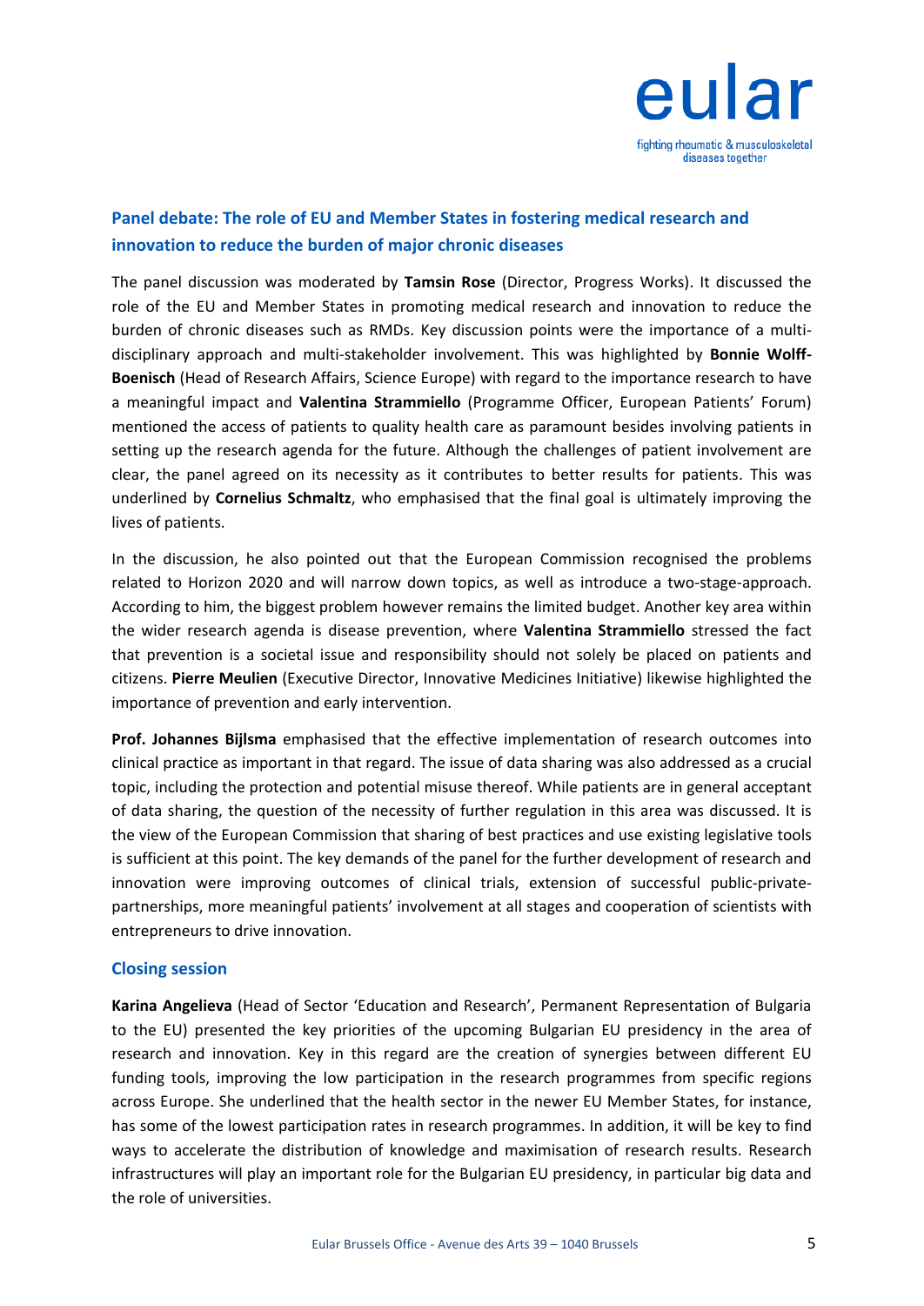## Panel debate: The role of EU and Member States in fostering medical research and innovation to reduce the burden of major chronic diseases

The panel discussion was moderated by **Tamsin Rose** (Director, Progress Works). It discussed the role of the EU and Member States in promoting medical research and innovation to reduce the burden of chronic diseases such as RMDs. Key discussion points were the importance of a multi-disciplinary approach and multi-stakeholder involvement. This was highlighted by **Bonnie Wolff-Boenisch** (Head of Research Affairs, Science Europe) with regard to the importance research to have a meaningful impact and **Valentina Strammiello** (Programme Officer, European Patients' Forum) mentioned the access of patients to quality health care as paramount besides involving patients in setting up the research agenda for the future. Although the challenges of patient involvement are clear, the panel agreed on its necessity as it contributes to better results for patients. This was underlined by **Cornelius Schmaltz**, who emphasised that the final goal is ultimately improving the lives of patients.

In the discussion, he also pointed out that the European Commission recognised the problems related to Horizon 2020 and will narrow down topics, as well as introduce a two-stage-approach. According to him, the biggest problem however remains the limited budget. Another key area within the wider research agenda is disease prevention, where **Valentina Strammiello** stressed the fact that prevention is a societal issue and responsibility should not solely be placed on patients and citizens. **Pierre Meulien** (Executive Director, Innovative Medicines Initiative) likewise highlighted the importance of prevention and early intervention.

**Prof. Johannes Bijlsma** emphasised that the effective implementation of research outcomes into clinical practice as important in that regard. The issue of data sharing was also addressed as a crucial topic, including the protection and potential misuse thereof. While patients are in general acceptant of data sharing, the question of the necessity of further regulation in this area was discussed. It is the view of the European Commission that sharing of best practices and use existing legislative tools is sufficient at this point. The key demands of the panel for the further development of research and innovation were improving outcomes of clinical trials, extension of successful public-private-partnerships, more meaningful patients' involvement at all stages and cooperation of scientists with entrepreneurs to drive innovation.

## Closing session

**Karina Angelieva** (Head of Sector 'Education and Research', Permanent Representation of Bulgaria to the EU) presented the key priorities of the upcoming Bulgarian EU presidency in the area of research and innovation. Key in this regard are the creation of synergies between different EU funding tools, improving the low participation in the research programmes from specific regions across Europe. She underlined that the health sector in the newer EU Member States, for instance, has some of the lowest participation rates in research programmes. In addition, it will be key to find ways to accelerate the distribution of knowledge and maximisation of research results. Research infrastructures will play an important role for the Bulgarian EU presidency, in particular big data and the role of universities.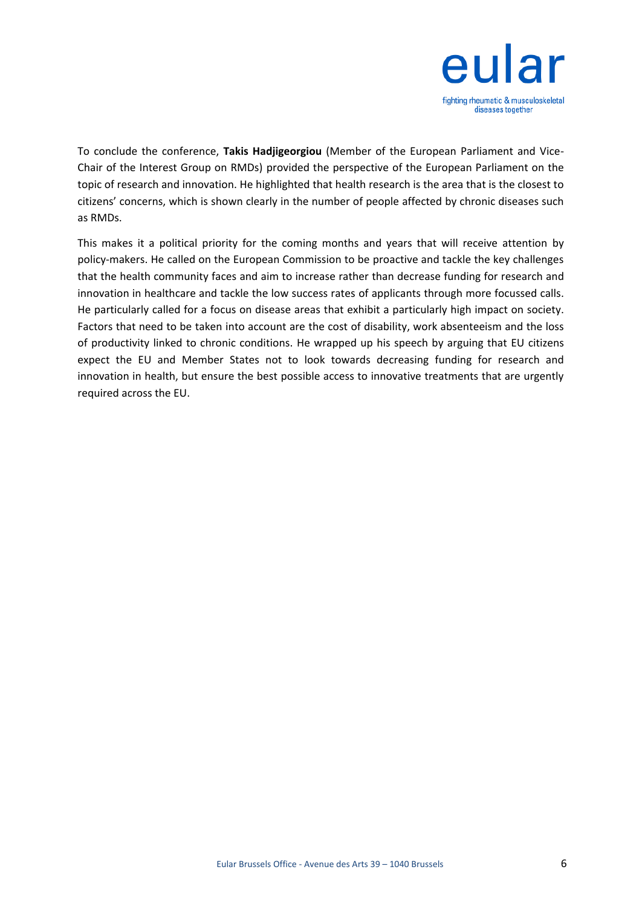To conclude the conference, **Takis Hadjigeorgiou** (Member of the European Parliament and Vice-Chair of the Interest Group on RMDs) provided the perspective of the European Parliament on the topic of research and innovation. He highlighted that health research is the area that is the closest to citizens' concerns, which is shown clearly in the number of people affected by chronic diseases such as RMDs.

This makes it a political priority for the coming months and years that will receive attention by policy-makers. He called on the European Commission to be proactive and tackle the key challenges that the health community faces and aim to increase rather than decrease funding for research and innovation in healthcare and tackle the low success rates of applicants through more focussed calls. He particularly called for a focus on disease areas that exhibit a particularly high impact on society. Factors that need to be taken into account are the cost of disability, work absenteeism and the loss of productivity linked to chronic conditions. He wrapped up his speech by arguing that EU citizens expect the EU and Member States not to look towards decreasing funding for research and innovation in health, but ensure the best possible access to innovative treatments that are urgently required across the EU.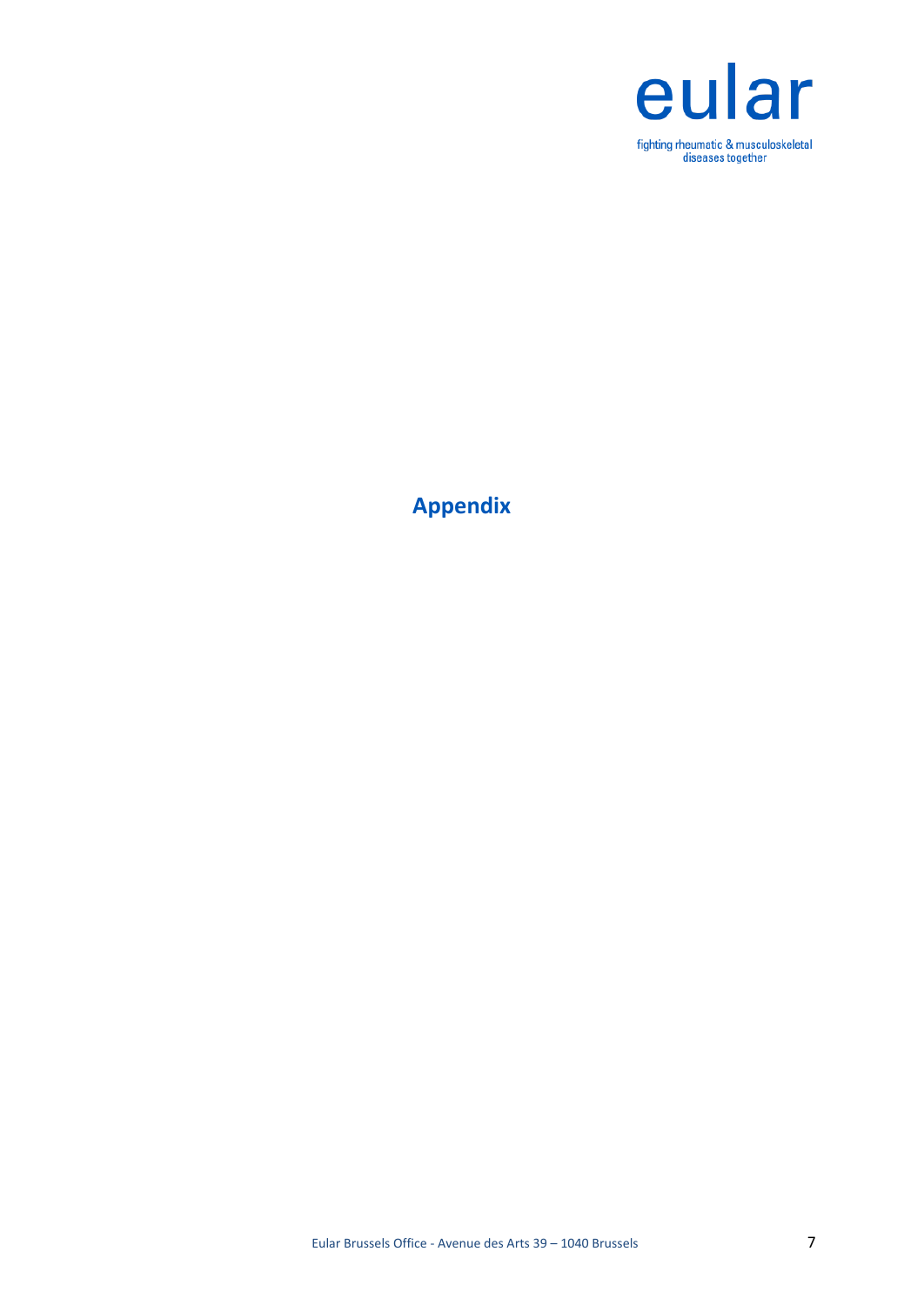# Appendix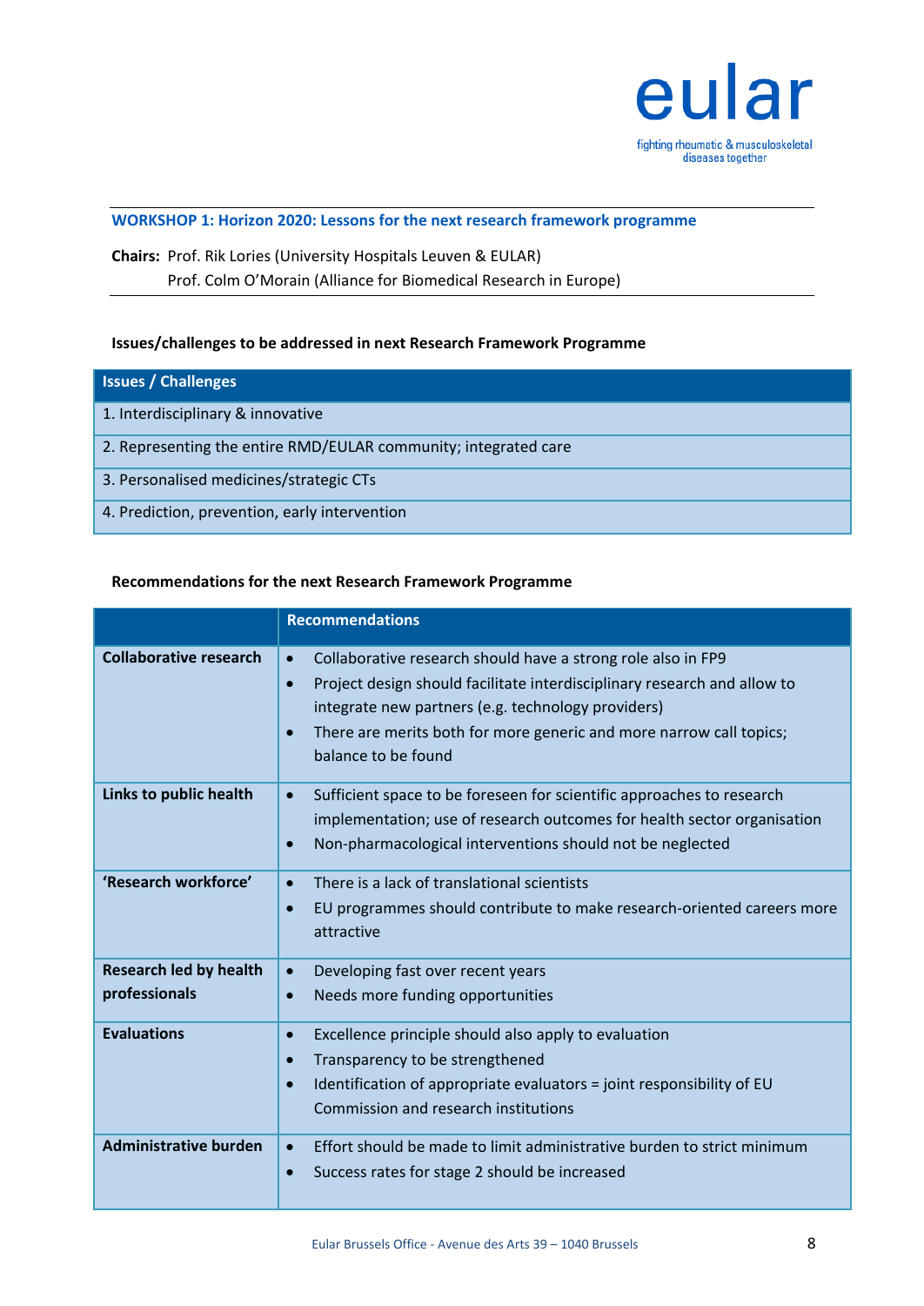## WORKSHOP 1: Horizon 2020: Lessons for the next research framework programme

**Chairs:** Prof. Rik Lories (University Hospitals Leuven & EULAR)
Prof. Colm O'Morain (Alliance for Biomedical Research in Europe)

### Issues/challenges to be addressed in next Research Framework Programme

| Issues / Challenges |
|---|
| 1. Interdisciplinary & innovative |
| 2. Representing the entire RMD/EULAR community; integrated care |
| 3. Personalised medicines/strategic CTs |
| 4. Prediction, prevention, early intervention |

### Recommendations for the next Research Framework Programme

| | Recommendations |
|---|---|
| **Collaborative research** | • Collaborative research should have a strong role also in FP9<br>• Project design should facilitate interdisciplinary research and allow to integrate new partners (e.g. technology providers)<br>• There are merits both for more generic and more narrow call topics; balance to be found |
| **Links to public health** | • Sufficient space to be foreseen for scientific approaches to research implementation; use of research outcomes for health sector organisation<br>• Non-pharmacological interventions should not be neglected |
| **'Research workforce'** | • There is a lack of translational scientists<br>• EU programmes should contribute to make research-oriented careers more attractive |
| **Research led by health professionals** | • Developing fast over recent years<br>• Needs more funding opportunities |
| **Evaluations** | • Excellence principle should also apply to evaluation<br>• Transparency to be strengthened<br>• Identification of appropriate evaluators = joint responsibility of EU Commission and research institutions |
| **Administrative burden** | • Effort should be made to limit administrative burden to strict minimum<br>• Success rates for stage 2 should be increased |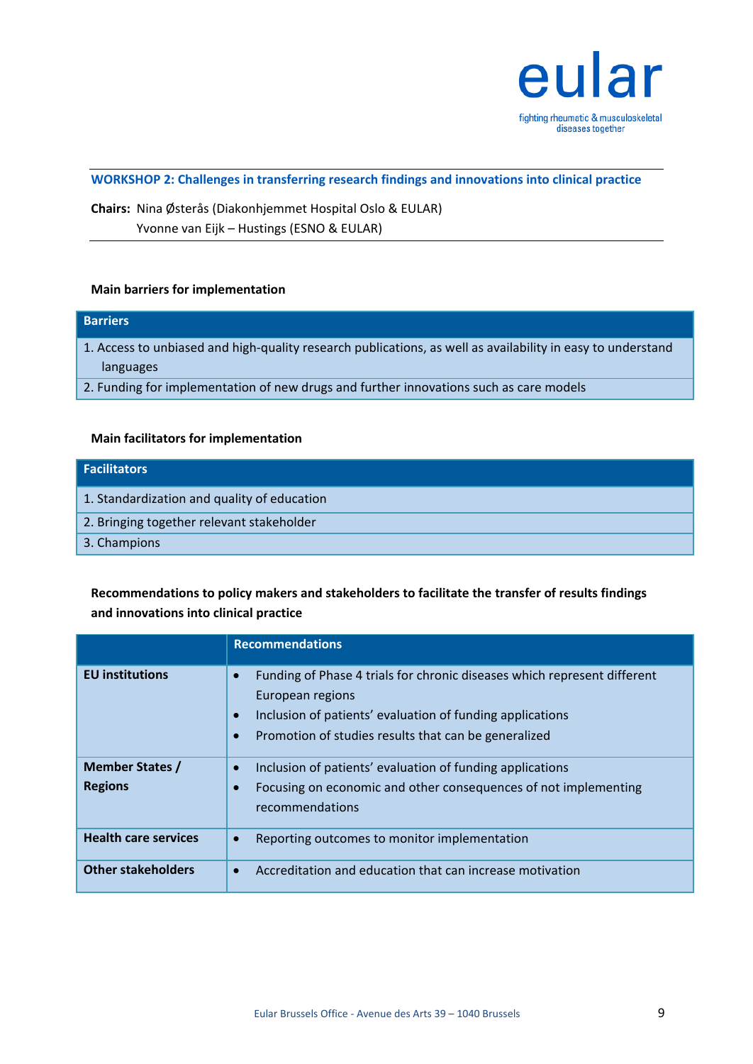## WORKSHOP 2: Challenges in transferring research findings and innovations into clinical practice

**Chairs:** Nina Østerås (Diakonhjemmet Hospital Oslo & EULAR)
Yvonne van Eijk – Hustings (ESNO & EULAR)

### Main barriers for implementation

| Barriers |
| --- |
| 1. Access to unbiased and high-quality research publications, as well as availability in easy to understand languages |
| 2. Funding for implementation of new drugs and further innovations such as care models |

### Main facilitators for implementation

| Facilitators |
| --- |
| 1. Standardization and quality of education |
| 2. Bringing together relevant stakeholder |
| 3. Champions |

### Recommendations to policy makers and stakeholders to facilitate the transfer of results findings and innovations into clinical practice

| | Recommendations |
| --- | --- |
| **EU institutions** | • Funding of Phase 4 trials for chronic diseases which represent different European regions<br>• Inclusion of patients' evaluation of funding applications<br>• Promotion of studies results that can be generalized |
| **Member States / Regions** | • Inclusion of patients' evaluation of funding applications<br>• Focusing on economic and other consequences of not implementing recommendations |
| **Health care services** | • Reporting outcomes to monitor implementation |
| **Other stakeholders** | • Accreditation and education that can increase motivation |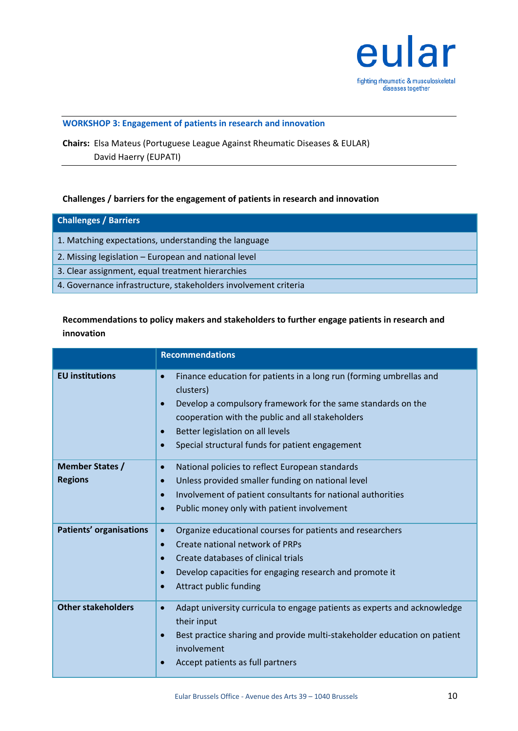## WORKSHOP 3: Engagement of patients in research and innovation

**Chairs:** Elsa Mateus (Portuguese League Against Rheumatic Diseases & EULAR)
David Haerry (EUPATI)

**Challenges / barriers for the engagement of patients in research and innovation**

| Challenges / Barriers |
|---|
| 1. Matching expectations, understanding the language |
| 2. Missing legislation – European and national level |
| 3. Clear assignment, equal treatment hierarchies |
| 4. Governance infrastructure, stakeholders involvement criteria |

**Recommendations to policy makers and stakeholders to further engage patients in research and innovation**

| | Recommendations |
|---|---|
| **EU institutions** | • Finance education for patients in a long run (forming umbrellas and clusters)<br>• Develop a compulsory framework for the same standards on the cooperation with the public and all stakeholders<br>• Better legislation on all levels<br>• Special structural funds for patient engagement |
| **Member States / Regions** | • National policies to reflect European standards<br>• Unless provided smaller funding on national level<br>• Involvement of patient consultants for national authorities<br>• Public money only with patient involvement |
| **Patients' organisations** | • Organize educational courses for patients and researchers<br>• Create national network of PRPs<br>• Create databases of clinical trials<br>• Develop capacities for engaging research and promote it<br>• Attract public funding |
| **Other stakeholders** | • Adapt university curricula to engage patients as experts and acknowledge their input<br>• Best practice sharing and provide multi-stakeholder education on patient involvement<br>• Accept patients as full partners |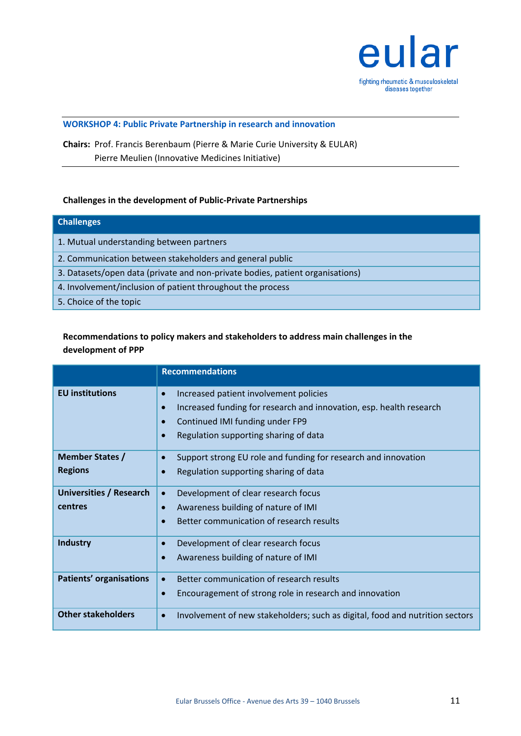## WORKSHOP 4: Public Private Partnership in research and innovation

**Chairs:** Prof. Francis Berenbaum (Pierre & Marie Curie University & EULAR)
Pierre Meulien (Innovative Medicines Initiative)

**Challenges in the development of Public-Private Partnerships**

| Challenges |
|---|
| 1. Mutual understanding between partners |
| 2. Communication between stakeholders and general public |
| 3. Datasets/open data (private and non-private bodies, patient organisations) |
| 4. Involvement/inclusion of patient throughout the process |
| 5. Choice of the topic |

**Recommendations to policy makers and stakeholders to address main challenges in the development of PPP**

| | Recommendations |
|---|---|
| **EU institutions** | • Increased patient involvement policies<br>• Increased funding for research and innovation, esp. health research<br>• Continued IMI funding under FP9<br>• Regulation supporting sharing of data |
| **Member States / Regions** | • Support strong EU role and funding for research and innovation<br>• Regulation supporting sharing of data |
| **Universities / Research centres** | • Development of clear research focus<br>• Awareness building of nature of IMI<br>• Better communication of research results |
| **Industry** | • Development of clear research focus<br>• Awareness building of nature of IMI |
| **Patients' organisations** | • Better communication of research results<br>• Encouragement of strong role in research and innovation |
| **Other stakeholders** | • Involvement of new stakeholders; such as digital, food and nutrition sectors |